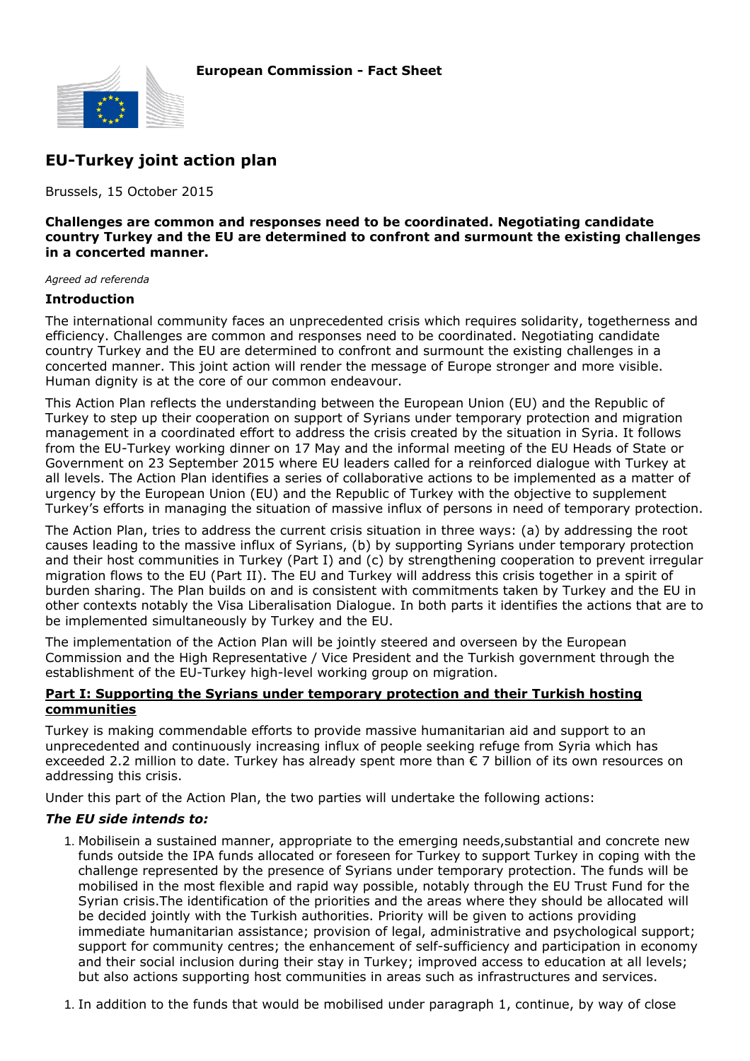**European Commission - Fact Sheet**

# EU-Turkey joint action plan

Brussels, 15 October 2015

**Challenges are common and responses need to be coordinated. Negotiating candidate country Turkey and the EU are determined to confront and surmount the existing challenges in a concerted manner.**

*Agreed ad referenda*

### Introduction

The international community faces an unprecedented crisis which requires solidarity, togetherness and efficiency. Challenges are common and responses need to be coordinated. Negotiating candidate country Turkey and the EU are determined to confront and surmount the existing challenges in a concerted manner. This joint action will render the message of Europe stronger and more visible. Human dignity is at the core of our common endeavour.

This Action Plan reflects the understanding between the European Union (EU) and the Republic of Turkey to step up their cooperation on support of Syrians under temporary protection and migration management in a coordinated effort to address the crisis created by the situation in Syria. It follows from the EU-Turkey working dinner on 17 May and the informal meeting of the EU Heads of State or Government on 23 September 2015 where EU leaders called for a reinforced dialogue with Turkey at all levels. The Action Plan identifies a series of collaborative actions to be implemented as a matter of urgency by the European Union (EU) and the Republic of Turkey with the objective to supplement Turkey's efforts in managing the situation of massive influx of persons in need of temporary protection.

The Action Plan, tries to address the current crisis situation in three ways: (a) by addressing the root causes leading to the massive influx of Syrians, (b) by supporting Syrians under temporary protection and their host communities in Turkey (Part I) and (c) by strengthening cooperation to prevent irregular migration flows to the EU (Part II). The EU and Turkey will address this crisis together in a spirit of burden sharing. The Plan builds on and is consistent with commitments taken by Turkey and the EU in other contexts notably the Visa Liberalisation Dialogue. In both parts it identifies the actions that are to be implemented simultaneously by Turkey and the EU.

The implementation of the Action Plan will be jointly steered and overseen by the European Commission and the High Representative / Vice President and the Turkish government through the establishment of the EU-Turkey high-level working group on migration.

### Part I: Supporting the Syrians under temporary protection and their Turkish hosting communities

Turkey is making commendable efforts to provide massive humanitarian aid and support to an unprecedented and continuously increasing influx of people seeking refuge from Syria which has exceeded 2.2 million to date. Turkey has already spent more than € 7 billion of its own resources on addressing this crisis.

Under this part of the Action Plan, the two parties will undertake the following actions:

#### *The EU side intends to:*

1. Mobilisein a sustained manner, appropriate to the emerging needs,substantial and concrete new funds outside the IPA funds allocated or foreseen for Turkey to support Turkey in coping with the challenge represented by the presence of Syrians under temporary protection. The funds will be mobilised in the most flexible and rapid way possible, notably through the EU Trust Fund for the Syrian crisis.The identification of the priorities and the areas where they should be allocated will be decided jointly with the Turkish authorities. Priority will be given to actions providing immediate humanitarian assistance; provision of legal, administrative and psychological support; support for community centres; the enhancement of self-sufficiency and participation in economy and their social inclusion during their stay in Turkey; improved access to education at all levels; but also actions supporting host communities in areas such as infrastructures and services.

1. In addition to the funds that would be mobilised under paragraph 1, continue, by way of close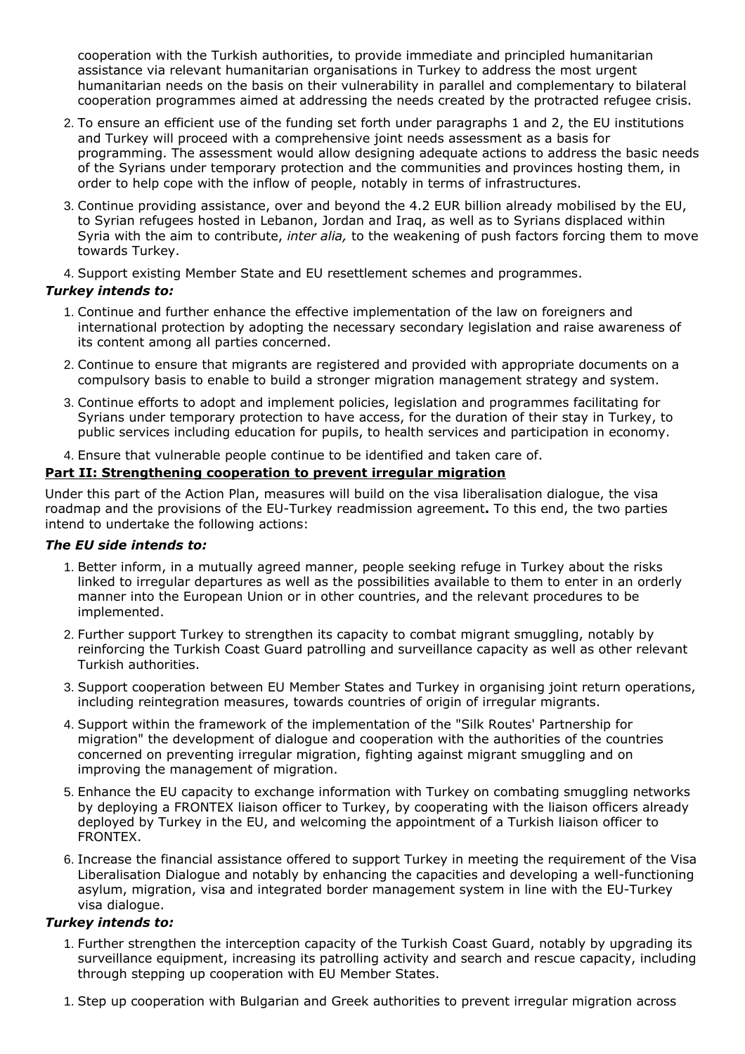cooperation with the Turkish authorities, to provide immediate and principled humanitarian assistance via relevant humanitarian organisations in Turkey to address the most urgent humanitarian needs on the basis on their vulnerability in parallel and complementary to bilateral cooperation programmes aimed at addressing the needs created by the protracted refugee crisis.

2. To ensure an efficient use of the funding set forth under paragraphs 1 and 2, the EU institutions and Turkey will proceed with a comprehensive joint needs assessment as a basis for programming. The assessment would allow designing adequate actions to address the basic needs of the Syrians under temporary protection and the communities and provinces hosting them, in order to help cope with the inflow of people, notably in terms of infrastructures.
3. Continue providing assistance, over and beyond the 4.2 EUR billion already mobilised by the EU, to Syrian refugees hosted in Lebanon, Jordan and Iraq, as well as to Syrians displaced within Syria with the aim to contribute, *inter alia,* to the weakening of push factors forcing them to move towards Turkey.
4. Support existing Member State and EU resettlement schemes and programmes.

***Turkey intends to:***

1. Continue and further enhance the effective implementation of the law on foreigners and international protection by adopting the necessary secondary legislation and raise awareness of its content among all parties concerned.
2. Continue to ensure that migrants are registered and provided with appropriate documents on a compulsory basis to enable to build a stronger migration management strategy and system.
3. Continue efforts to adopt and implement policies, legislation and programmes facilitating for Syrians under temporary protection to have access, for the duration of their stay in Turkey, to public services including education for pupils, to health services and participation in economy.
4. Ensure that vulnerable people continue to be identified and taken care of.

**Part II: Strengthening cooperation to prevent irregular migration**

Under this part of the Action Plan, measures will build on the visa liberalisation dialogue, the visa roadmap and the provisions of the EU-Turkey readmission agreement**.** To this end, the two parties intend to undertake the following actions:

***The EU side intends to:***

1. Better inform, in a mutually agreed manner, people seeking refuge in Turkey about the risks linked to irregular departures as well as the possibilities available to them to enter in an orderly manner into the European Union or in other countries, and the relevant procedures to be implemented.
2. Further support Turkey to strengthen its capacity to combat migrant smuggling, notably by reinforcing the Turkish Coast Guard patrolling and surveillance capacity as well as other relevant Turkish authorities.
3. Support cooperation between EU Member States and Turkey in organising joint return operations, including reintegration measures, towards countries of origin of irregular migrants.
4. Support within the framework of the implementation of the "Silk Routes' Partnership for migration" the development of dialogue and cooperation with the authorities of the countries concerned on preventing irregular migration, fighting against migrant smuggling and on improving the management of migration.
5. Enhance the EU capacity to exchange information with Turkey on combating smuggling networks by deploying a FRONTEX liaison officer to Turkey, by cooperating with the liaison officers already deployed by Turkey in the EU, and welcoming the appointment of a Turkish liaison officer to FRONTEX.
6. Increase the financial assistance offered to support Turkey in meeting the requirement of the Visa Liberalisation Dialogue and notably by enhancing the capacities and developing a well-functioning asylum, migration, visa and integrated border management system in line with the EU-Turkey visa dialogue.

***Turkey intends to:***

1. Further strengthen the interception capacity of the Turkish Coast Guard, notably by upgrading its surveillance equipment, increasing its patrolling activity and search and rescue capacity, including through stepping up cooperation with EU Member States.

1. Step up cooperation with Bulgarian and Greek authorities to prevent irregular migration across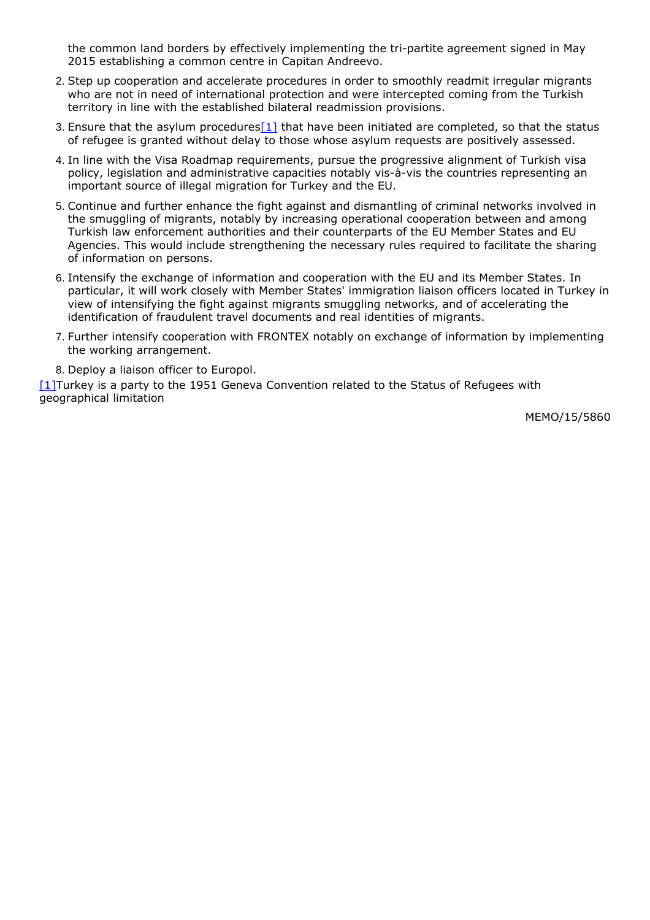the common land borders by effectively implementing the tri-partite agreement signed in May 2015 establishing a common centre in Capitan Andreevo.

2. Step up cooperation and accelerate procedures in order to smoothly readmit irregular migrants who are not in need of international protection and were intercepted coming from the Turkish territory in line with the established bilateral readmission provisions.
3. Ensure that the asylum procedures[1] that have been initiated are completed, so that the status of refugee is granted without delay to those whose asylum requests are positively assessed.
4. In line with the Visa Roadmap requirements, pursue the progressive alignment of Turkish visa policy, legislation and administrative capacities notably vis-à-vis the countries representing an important source of illegal migration for Turkey and the EU.
5. Continue and further enhance the fight against and dismantling of criminal networks involved in the smuggling of migrants, notably by increasing operational cooperation between and among Turkish law enforcement authorities and their counterparts of the EU Member States and EU Agencies. This would include strengthening the necessary rules required to facilitate the sharing of information on persons.
6. Intensify the exchange of information and cooperation with the EU and its Member States. In particular, it will work closely with Member States' immigration liaison officers located in Turkey in view of intensifying the fight against migrants smuggling networks, and of accelerating the identification of fraudulent travel documents and real identities of migrants.
7. Further intensify cooperation with FRONTEX notably on exchange of information by implementing the working arrangement.
8. Deploy a liaison officer to Europol.

[1]Turkey is a party to the 1951 Geneva Convention related to the Status of Refugees with geographical limitation

MEMO/15/5860